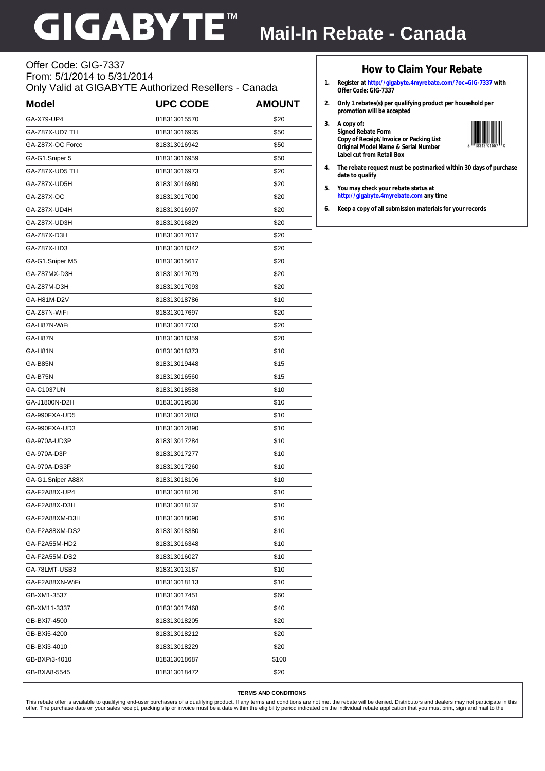# GIGABYTE™ Mail-In Rebate - Canada

Offer Code: GIG-7337
From: 5/1/2014 to 5/31/2014
Only Valid at GIGABYTE Authorized Resellers - Canada

| Model | UPC CODE | AMOUNT |
|---|---|---|
| GA-X79-UP4 | 818313015570 | $20 |
| GA-Z87X-UD7 TH | 818313016935 | $50 |
| GA-Z87X-OC Force | 818313016942 | $50 |
| GA-G1.Sniper 5 | 818313016959 | $50 |
| GA-Z87X-UD5 TH | 818313016973 | $20 |
| GA-Z87X-UD5H | 818313016980 | $20 |
| GA-Z87X-OC | 818313017000 | $20 |
| GA-Z87X-UD4H | 818313016997 | $20 |
| GA-Z87X-UD3H | 818313016829 | $20 |
| GA-Z87X-D3H | 818313017017 | $20 |
| GA-Z87X-HD3 | 818313018342 | $20 |
| GA-G1.Sniper M5 | 818313015617 | $20 |
| GA-Z87MX-D3H | 818313017079 | $20 |
| GA-Z87M-D3H | 818313017093 | $20 |
| GA-H81M-D2V | 818313018786 | $10 |
| GA-Z87N-WiFi | 818313017697 | $20 |
| GA-H87N-WiFi | 818313017703 | $20 |
| GA-H87N | 818313018359 | $20 |
| GA-H81N | 818313018373 | $10 |
| GA-B85N | 818313019448 | $15 |
| GA-B75N | 818313016560 | $15 |
| GA-C1037UN | 818313018588 | $10 |
| GA-J1800N-D2H | 818313019530 | $10 |
| GA-990FXA-UD5 | 818313012883 | $10 |
| GA-990FXA-UD3 | 818313012890 | $10 |
| GA-970A-UD3P | 818313017284 | $10 |
| GA-970A-D3P | 818313017277 | $10 |
| GA-970A-DS3P | 818313017260 | $10 |
| GA-G1.Sniper A88X | 818313018106 | $10 |
| GA-F2A88X-UP4 | 818313018120 | $10 |
| GA-F2A88X-D3H | 818313018137 | $10 |
| GA-F2A88XM-D3H | 818313018090 | $10 |
| GA-F2A88XM-DS2 | 818313018380 | $10 |
| GA-F2A55M-HD2 | 818313016348 | $10 |
| GA-F2A55M-DS2 | 818313016027 | $10 |
| GA-78LMT-USB3 | 818313013187 | $10 |
| GA-F2A88XN-WiFi | 818313018113 | $10 |
| GB-XM1-3537 | 818313017451 | $60 |
| GB-XM11-3337 | 818313017468 | $40 |
| GB-BXi7-4500 | 818313018205 | $20 |
| GB-BXi5-4200 | 818313018212 | $20 |
| GB-BXi3-4010 | 818313018229 | $20 |
| GB-BXPi3-4010 | 818313018687 | $100 |
| GB-BXA8-5545 | 818313018472 | $20 |

## How to Claim Your Rebate

1. **Register at http://gigabyte.4myrebate.com/?oc=GIG-7337 with Offer Code: GIG-7337**
2. **Only 1 rebates(s) per qualifying product per household per promotion will be accepted**
3. **A copy of:**
   **Signed Rebate Form**
   **Copy of Receipt/Invoice or Packing List**
   **Original Model Name & Serial Number**
   **Label cut from Retail Box**
4. **The rebate request must be postmarked within 30 days of purchase date to qualify**
5. **You may check your rebate status at http://gigabyte.4myrebate.com any time**
6. **Keep a copy of all submission materials for your records**

**TERMS AND CONDITIONS**

This rebate offer is available to qualifying end-user purchasers of a qualifying product. If any terms and conditions are not met the rebate will be denied. Distributors and dealers may not participate in this offer. The purchase date on your sales receipt, packing slip or invoice must be a date within the eligibility period indicated on the individual rebate application that you must print, sign and mail to the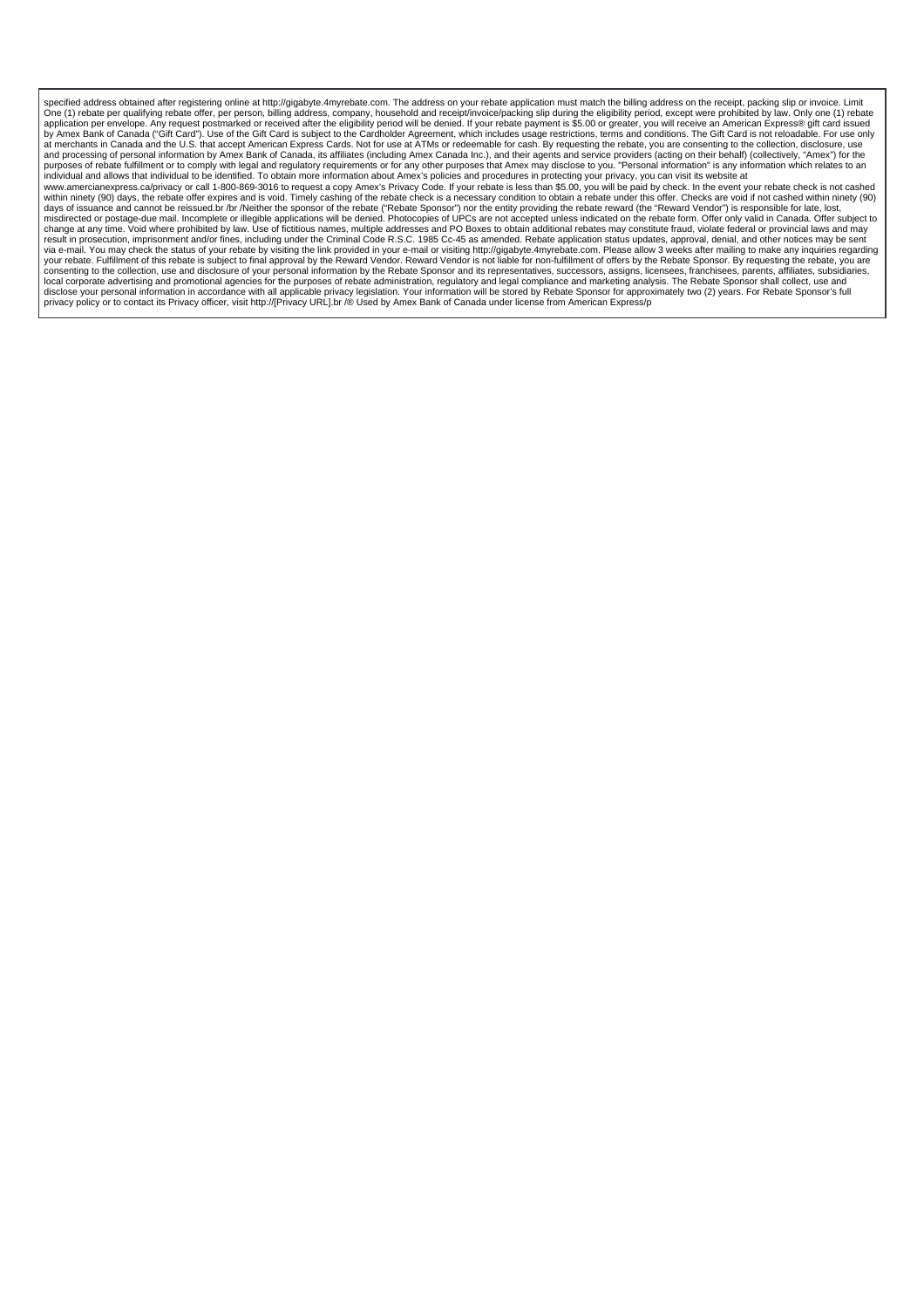specified address obtained after registering online at http://gigabyte.4myrebate.com. The address on your rebate application must match the billing address on the receipt, packing slip or invoice. Limit One (1) rebate per qualifying rebate offer, per person, billing address, company, household and receipt/invoice/packing slip during the eligibility period, except were prohibited by law. Only one (1) rebate application per envelope. Any request postmarked or received after the eligibility period will be denied. If your rebate payment is $5.00 or greater, you will receive an American Express® gift card issued by Amex Bank of Canada ("Gift Card"). Use of the Gift Card is subject to the Cardholder Agreement, which includes usage restrictions, terms and conditions. The Gift Card is not reloadable. For use only at merchants in Canada and the U.S. that accept American Express Cards. Not for use at ATMs or redeemable for cash. By requesting the rebate, you are consenting to the collection, disclosure, use and processing of personal information by Amex Bank of Canada, its affiliates (including Amex Canada Inc.), and their agents and service providers (acting on their behalf) (collectively, "Amex") for the purposes of rebate fulfillment or to comply with legal and regulatory requirements or for any other purposes that Amex may disclose to you. "Personal information" is any information which relates to an individual and allows that individual to be identified. To obtain more information about Amex's policies and procedures in protecting your privacy, you can visit its website at www.amercianexpress.ca/privacy or call 1-800-869-3016 to request a copy Amex's Privacy Code. If your rebate is less than $5.00, you will be paid by check. In the event your rebate check is not cashed within ninety (90) days, the rebate offer expires and is void. Timely cashing of the rebate check is a necessary condition to obtain a rebate under this offer. Checks are void if not cashed within ninety (90) days of issuance and cannot be reissued.br /br /Neither the sponsor of the rebate ("Rebate Sponsor") nor the entity providing the rebate reward (the "Reward Vendor") is responsible for late, lost, misdirected or postage-due mail. Incomplete or illegible applications will be denied. Photocopies of UPCs are not accepted unless indicated on the rebate form. Offer only valid in Canada. Offer subject to change at any time. Void where prohibited by law. Use of fictitious names, multiple addresses and PO Boxes to obtain additional rebates may constitute fraud, violate federal or provincial laws and may result in prosecution, imprisonment and/or fines, including under the Criminal Code R.S.C. 1985 Cc-45 as amended. Rebate application status updates, approval, denial, and other notices may be sent via e-mail. You may check the status of your rebate by visiting the link provided in your e-mail or visiting http://gigabyte.4myrebate.com. Please allow 3 weeks after mailing to make any inquiries regarding your rebate. Fulfillment of this rebate is subject to final approval by the Reward Vendor. Reward Vendor is not liable for non-fulfillment of offers by the Rebate Sponsor. By requesting the rebate, you are consenting to the collection, use and disclosure of your personal information by the Rebate Sponsor and its representatives, successors, assigns, licensees, franchisees, parents, affiliates, subsidiaries, local corporate advertising and promotional agencies for the purposes of rebate administration, regulatory and legal compliance and marketing analysis. The Rebate Sponsor shall collect, use and disclose your personal information in accordance with all applicable privacy legislation. Your information will be stored by Rebate Sponsor for approximately two (2) years. For Rebate Sponsor's full privacy policy or to contact its Privacy officer, visit http://[Privacy URL].br /® Used by Amex Bank of Canada under license from American Express/p